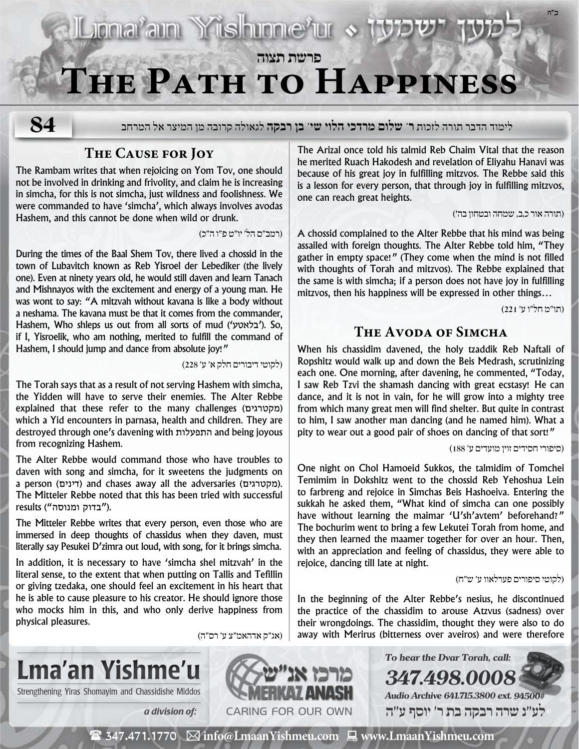# Lma'an Yishme'u • למען ישמעו

פרשת תצוה

# The Path to Happiness

84

לימוד הדבר תורה לזכות **ר' שלום מרדכי הלוי שי' בן רבקה** לגאולה קרובה מן המיצר אל המרחב

## The Cause for Joy

The Rambam writes that when rejoicing on Yom Tov, one should not be involved in drinking and frivolity, and claim he is increasing in simcha, for this is not simcha, just wildness and foolishness. We were commanded to have 'simcha', which always involves avodas Hashem, and this cannot be done when wild or drunk.

(רמב"ם הל' יו"ט פ"ו ה"כ)

During the times of the Baal Shem Tov, there lived a chossid in the town of Lubavitch known as Reb Yisroel der Lebediker (the lively one). Even at ninety years old, he would still daven and learn Tanach and Mishnayos with the excitement and energy of a young man. He was wont to say: "A mitzvah without kavana is like a body without a neshama. The kavana must be that it comes from the commander, Hashem, Who shleps us out from all sorts of mud ('בלאטע'). So, if I, Yisroelik, who am nothing, merited to fulfill the command of Hashem, I should jump and dance from absolute joy!"

(לקוטי דיבורים חלק א' ע' 228)

The Torah says that as a result of not serving Hashem with simcha, the Yidden will have to serve their enemies. The Alter Rebbe explained that these refer to the many challenges (מקטרגים) which a Yid encounters in parnasa, health and children. They are destroyed through one's davening with התפעלות and being joyous from recognizing Hashem.

The Alter Rebbe would command those who have troubles to daven with song and simcha, for it sweetens the judgments on a person (דינים) and chases away all the adversaries (מקטרגים). The Mitteler Rebbe noted that this has been tried with successful results ("בדוק ומנוסה").

The Mitteler Rebbe writes that every person, even those who are immersed in deep thoughts of chassidus when they daven, must literally say Pesukei D'zimra out loud, with song, for it brings simcha.

In addition, it is necessary to have 'simcha shel mitzvah' in the literal sense, to the extent that when putting on Tallis and Tefillin or giving tzedaka, one should feel an excitement in his heart that he is able to cause pleasure to his creator. He should ignore those who mocks him in this, and who only derive happiness from physical pleasures.

(אג"ק אדהאמ"צ ע' רס"ה)

The Arizal once told his talmid Reb Chaim Vital that the reason he merited Ruach Hakodesh and revelation of Eliyahu Hanavi was because of his great joy in fulfilling mitzvos. The Rebbe said this is a lesson for every person, that through joy in fulfilling mitzvos, one can reach great heights.

(תורה אור כ,ב, שמחה ובטחון בה')

A chossid complained to the Alter Rebbe that his mind was being assailed with foreign thoughts. The Alter Rebbe told him, "They gather in empty space!" (They come when the mind is not filled with thoughts of Torah and mitzvos). The Rebbe explained that the same is with simcha; if a person does not have joy in fulfilling mitzvos, then his happiness will be expressed in other things…

(תו"מ חל"ו ע' 221)

## The Avoda of Simcha

When his chassidim davened, the holy tzaddik Reb Naftali of Ropshitz would walk up and down the Beis Medrash, scrutinizing each one. One morning, after davening, he commented, "Today, I saw Reb Tzvi the shamash dancing with great ecstasy! He can dance, and it is not in vain, for he will grow into a mighty tree from which many great men will find shelter. But quite in contrast to him, I saw another man dancing (and he named him). What a pity to wear out a good pair of shoes on dancing of that sort!"

(סיפורי חסידים זוין מועדים ע' 188)

One night on Chol Hamoeid Sukkos, the talmidim of Tomchei Temimim in Dokshitz went to the chossid Reb Yehoshua Lein to farbreng and rejoice in Simchas Beis Hashoeiva. Entering the sukkah he asked them, "What kind of simcha can one possibly have without learning the maimar 'U'sh'avtem' beforehand?" The bochurim went to bring a few Lekutei Torah from home, and they then learned the maamer together for over an hour. Then, with an appreciation and feeling of chassidus, they were able to rejoice, dancing till late at night.

(לקוטי סיפורים פערלאוו ע' ש"ח)

In the beginning of the Alter Rebbe's nesius, he discontinued the practice of the chassidim to arouse Atzvus (sadness) over their wrongdoings. The chassidim, thought they were also to do away with Merirus (bitterness over aveiros) and were therefore

---

**Lma'an Yishme'u**
Strengthening Yiras Shomayim and Chassidishe Middos

*a division of:* מרכז אנ"ש MERKAZ ANASH — CARING FOR OUR OWN

*To hear the Dvar Torah, call:* **347.498.0008**
*Audio Archive 641.715.3800 ext. 94500#*

לע"נ שרה רבקה בת ר' יוסף ע"ה

347.471.1770 | info@LmaanYishmeu.com | www.LmaanYishmeu.com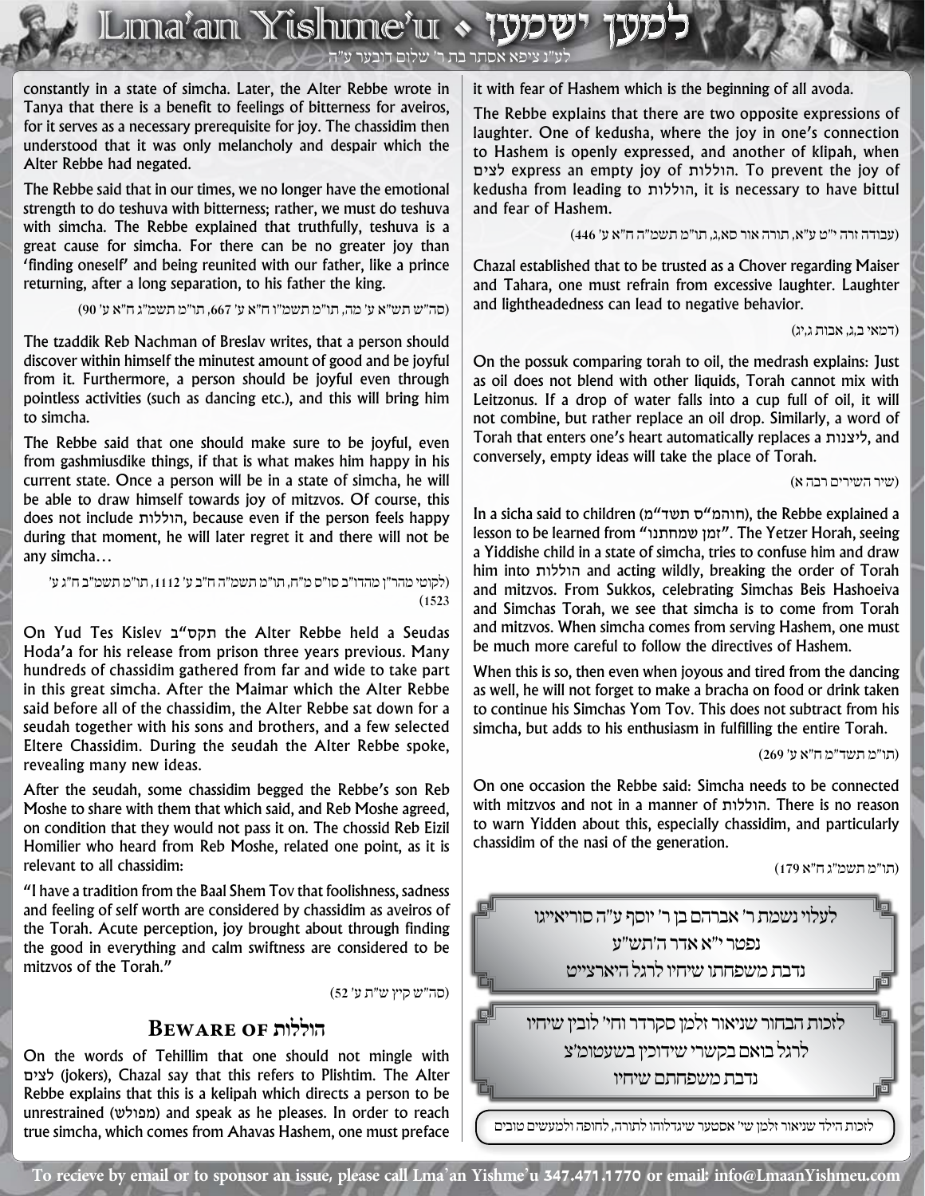constantly in a state of simcha. Later, the Alter Rebbe wrote in Tanya that there is a benefit to feelings of bitterness for aveiros, for it serves as a necessary prerequisite for joy. The chassidim then understood that it was only melancholy and despair which the Alter Rebbe had negated.

The Rebbe said that in our times, we no longer have the emotional strength to do teshuva with bitterness; rather, we must do teshuva with simcha. The Rebbe explained that truthfully, teshuva is a great cause for simcha. For there can be no greater joy than 'finding oneself' and being reunited with our father, like a prince returning, after a long separation, to his father the king.

(סה"ש תש"א ע' מה, תו"מ תשמ"ו ח"א ע' 667, תו"מ תשמ"ג ח"א ע' 90)

The tzaddik Reb Nachman of Breslav writes, that a person should discover within himself the minutest amount of good and be joyful from it. Furthermore, a person should be joyful even through pointless activities (such as dancing etc.), and this will bring him to simcha.

The Rebbe said that one should make sure to be joyful, even from gashmiusdike things, if that is what makes him happy in his current state. Once a person will be in a state of simcha, he will be able to draw himself towards joy of mitzvos. Of course, this does not include הוללות, because even if the person feels happy during that moment, he will later regret it and there will not be any simcha…

(לקוטי מוהר"ן מהדו"ב סו"ס מ"ח, תו"מ תשמ"ה ח"ב ע' 1112, תו"מ תשמ"ב ח"ג ע' 1523)

On Yud Tes Kislev תקס"ב the Alter Rebbe held a Seudas Hoda'a for his release from prison three years previous. Many hundreds of chassidim gathered from far and wide to take part in this great simcha. After the Maimar which the Alter Rebbe said before all of the chassidim, the Alter Rebbe sat down for a seudah together with his sons and brothers, and a few selected Eltere Chassidim. During the seudah the Alter Rebbe spoke, revealing many new ideas.

After the seudah, some chassidim begged the Rebbe's son Reb Moshe to share with them that which said, and Reb Moshe agreed, on condition that they would not pass it on. The chossid Reb Eizil Homilier who heard from Reb Moshe, related one point, as it is relevant to all chassidim:

"I have a tradition from the Baal Shem Tov that foolishness, sadness and feeling of self worth are considered by chassidim as aveiros of the Torah. Acute perception, joy brought about through finding the good in everything and calm swiftness are considered to be mitzvos of the Torah."

(סה"ש קיץ ש"ת ע' 52)

## Beware of הוללות

On the words of Tehillim that one should not mingle with לצים (jokers), Chazal say that this refers to Plishtim. The Alter Rebbe explains that this is a kelipah which directs a person to be unrestrained (מפולש) and speak as he pleases. In order to reach true simcha, which comes from Ahavas Hashem, one must preface it with fear of Hashem which is the beginning of all avoda.

The Rebbe explains that there are two opposite expressions of laughter. One of kedusha, where the joy in one's connection to Hashem is openly expressed, and another of klipah, when לצים express an empty joy of הוללות. To prevent the joy of kedusha from leading to הוללות, it is necessary to have bittul and fear of Hashem.

(עבודה זרה י"ט ע"א, תורה אור סא,ג, תו"מ תשמ"ה ח"א ע' 446)

Chazal established that to be trusted as a Chover regarding Maiser and Tahara, one must refrain from excessive laughter. Laughter and lightheadedness can lead to negative behavior.

(דמאי ב,ג, אבות ג,יג)

On the possuk comparing torah to oil, the medrash explains: Just as oil does not blend with other liquids, Torah cannot mix with Leitzonus. If a drop of water falls into a cup full of oil, it will not combine, but rather replace an oil drop. Similarly, a word of Torah that enters one's heart automatically replaces a ליצנות, and conversely, empty ideas will take the place of Torah.

(שיר השירים רבה א)

In a sicha said to children (חוהמ"ס תשד"מ), the Rebbe explained a lesson to be learned from "זמן שמחתנו". The Yetzer Horah, seeing a Yiddishe child in a state of simcha, tries to confuse him and draw him into הוללות and acting wildly, breaking the order of Torah and mitzvos. From Sukkos, celebrating Simchas Beis Hashoeiva and Simchas Torah, we see that simcha is to come from Torah and mitzvos. When simcha comes from serving Hashem, one must be much more careful to follow the directives of Hashem.

When this is so, then even when joyous and tired from the dancing as well, he will not forget to make a bracha on food or drink taken to continue his Simchas Yom Tov. This does not subtract from his simcha, but adds to his enthusiasm in fulfilling the entire Torah.

(תו"מ תשד"מ ח"א ע' 269)

On one occasion the Rebbe said: Simcha needs to be connected with mitzvos and not in a manner of הוללות. There is no reason to warn Yidden about this, especially chassidim, and particularly chassidim of the nasi of the generation.

(תו"מ תשמ"ג ח"א 179)

לעלוי נשמת ר' אברהם בן ר' יוסף ע"ה סוריאייגו
נפטר י"א אדר ה'תש"ע
נדבת משפחתו שיחיו לרגל היארצייט

לזכות הבחור שניאור זלמן סקרדר וחי' לובין שיחיו
לרגל בואם בקשרי שידוכין בשעטומ"צ
נדבת משפחתם שיחיו

לזכות הילד שניאור זלמן שי' אסטער שיגדלוהו לתורה, לחופה ולמעשים טובים

To recieve by email or to sponsor an issue, please call Lma'an Yishme'u 347.471.1770 or email: info@LmaanYishmeu.com